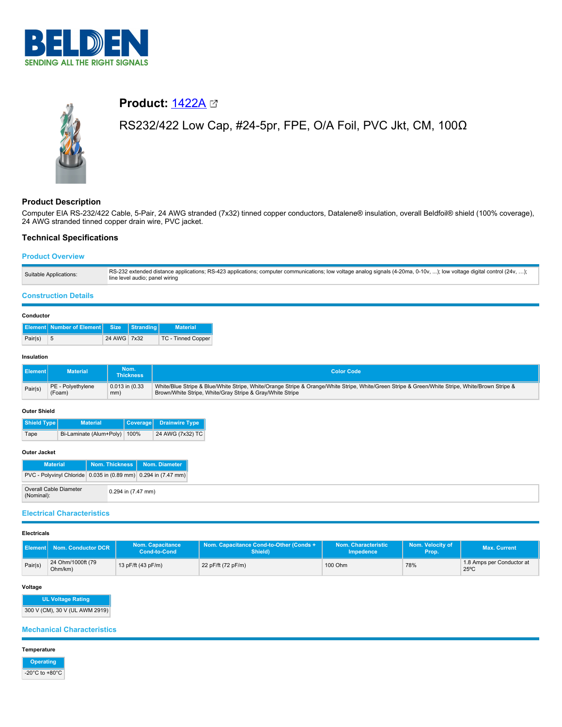# Product: 1422A

RS232/422 Low Cap, #24-5pr, FPE, O/A Foil, PVC Jkt, CM, 100Ω

## Product Description

Computer EIA RS-232/422 Cable, 5-Pair, 24 AWG stranded (7x32) tinned copper conductors, Datalene® insulation, overall Beldfoil® shield (100% coverage), 24 AWG stranded tinned copper drain wire, PVC jacket.

## Technical Specifications

### Product Overview

| | |
|---|---|
| Suitable Applications: | RS-232 extended distance applications; RS-423 applications; computer communications; low voltage analog signals (4-20ma, 0-10v, ...); low voltage digital control (24v, ...); line level audio; panel wiring |

### Construction Details

**Conductor**

| Element | Number of Element | Size | Stranding | Material |
|---|---|---|---|---|
| Pair(s) | 5 | 24 AWG | 7x32 | TC - Tinned Copper |

**Insulation**

| Element | Material | Nom. Thickness | Color Code |
|---|---|---|---|
| Pair(s) | PE - Polyethylene (Foam) | 0.013 in (0.33 mm) | White/Blue Stripe & Blue/White Stripe, White/Orange Stripe & Orange/White Stripe, White/Green Stripe & Green/White Stripe, White/Brown Stripe & Brown/White Stripe, White/Gray Stripe & Gray/White Stripe |

**Outer Shield**

| Shield Type | Material | Coverage | Drainwire Type |
|---|---|---|---|
| Tape | Bi-Laminate (Alum+Poly) | 100% | 24 AWG (7x32) TC |

**Outer Jacket**

| Material | Nom. Thickness | Nom. Diameter |
|---|---|---|
| PVC - Polyvinyl Chloride | 0.035 in (0.89 mm) | 0.294 in (7.47 mm) |

| | |
|---|---|
| Overall Cable Diameter (Nominal): | 0.294 in (7.47 mm) |

### Electrical Characteristics

**Electricals**

| Element | Nom. Conductor DCR | Nom. Capacitance Cond-to-Cond | Nom. Capacitance Cond-to-Other (Conds + Shield) | Nom. Characteristic Impedence | Nom. Velocity of Prop. | Max. Current |
|---|---|---|---|---|---|---|
| Pair(s) | 24 Ohm/1000ft (79 Ohm/km) | 13 pF/ft (43 pF/m) | 22 pF/ft (72 pF/m) | 100 Ohm | 78% | 1.8 Amps per Conductor at 25ºC |

**Voltage**

| UL Voltage Rating |
|---|
| 300 V (CM), 30 V (UL AWM 2919) |

### Mechanical Characteristics

**Temperature**

| Operating |
|---|
| -20°C to +80°C |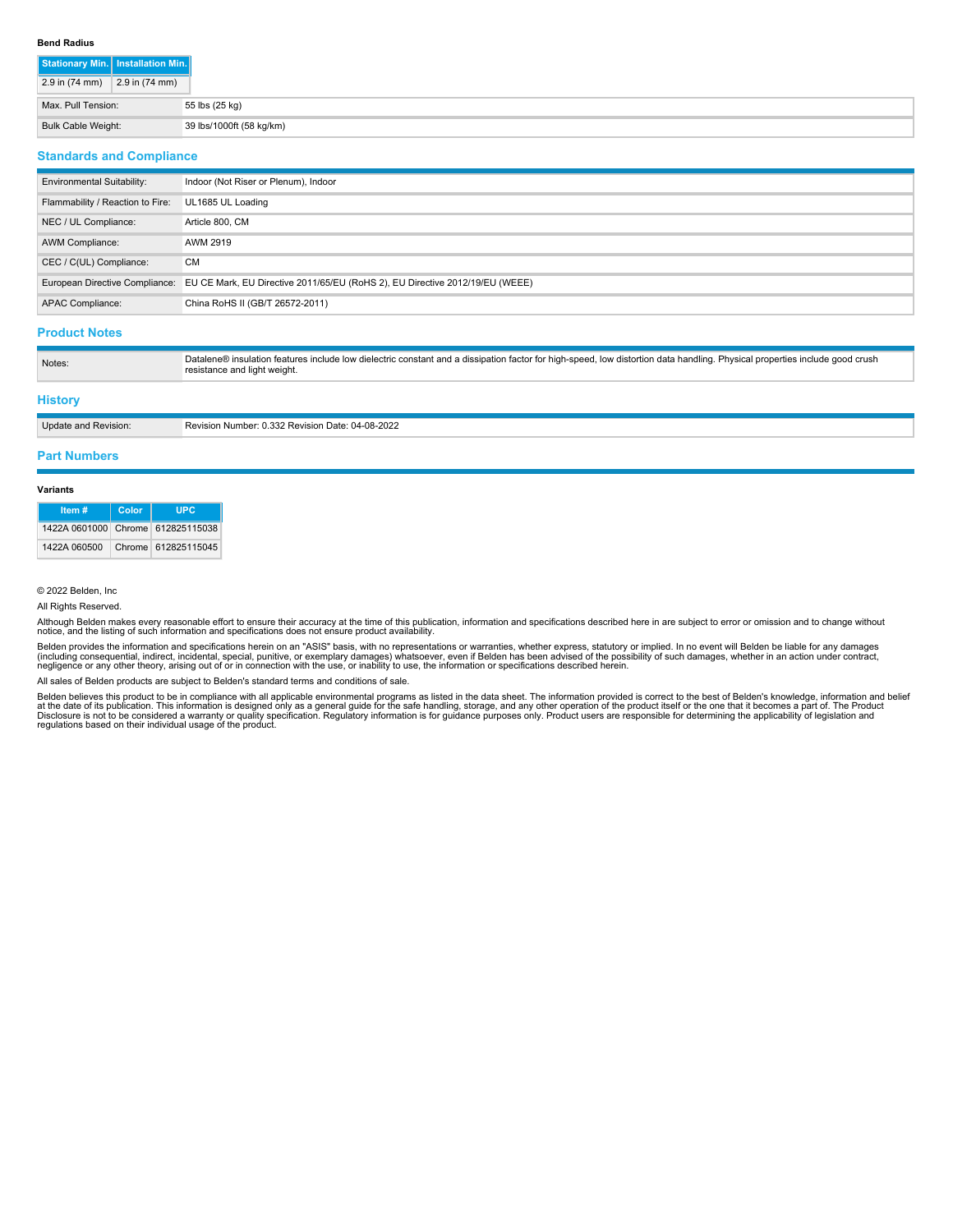**Bend Radius**

| Stationary Min. | Installation Min. |
|---|---|
| 2.9 in (74 mm) | 2.9 in (74 mm) |

| | |
|---|---|
| Max. Pull Tension: | 55 lbs (25 kg) |
| Bulk Cable Weight: | 39 lbs/1000ft (58 kg/km) |

## Standards and Compliance

| | |
|---|---|
| Environmental Suitability: | Indoor (Not Riser or Plenum), Indoor |
| Flammability / Reaction to Fire: | UL1685 UL Loading |
| NEC / UL Compliance: | Article 800, CM |
| AWM Compliance: | AWM 2919 |
| CEC / C(UL) Compliance: | CM |
| European Directive Compliance: | EU CE Mark, EU Directive 2011/65/EU (RoHS 2), EU Directive 2012/19/EU (WEEE) |
| APAC Compliance: | China RoHS II (GB/T 26572-2011) |

## Product Notes

| | |
|---|---|
| Notes: | Datalene® insulation features include low dielectric constant and a dissipation factor for high-speed, low distortion data handling. Physical properties include good crush resistance and light weight. |

## History

| | |
|---|---|
| Update and Revision: | Revision Number: 0.332 Revision Date: 04-08-2022 |

## Part Numbers

**Variants**

| Item # | Color | UPC |
|---|---|---|
| 1422A 0601000 | Chrome | 612825115038 |
| 1422A 060500 | Chrome | 612825115045 |

© 2022 Belden, Inc

All Rights Reserved.

Although Belden makes every reasonable effort to ensure their accuracy at the time of this publication, information and specifications described here in are subject to error or omission and to change without notice, and the listing of such information and specifications does not ensure product availability.

Belden provides the information and specifications herein on an "ASIS" basis, with no representations or warranties, whether express, statutory or implied. In no event will Belden be liable for any damages (including consequential, indirect, incidental, special, punitive, or exemplary damages) whatsoever, even if Belden has been advised of the possibility of such damages, whether in an action under contract, negligence or any other theory, arising out of or in connection with the use, or inability to use, the information or specifications described herein.

All sales of Belden products are subject to Belden's standard terms and conditions of sale.

Belden believes this product to be in compliance with all applicable environmental programs as listed in the data sheet. The information provided is correct to the best of Belden's knowledge, information and belief at the date of its publication. This information is designed only as a general guide for the safe handling, storage, and any other operation of the product itself or the one that it becomes a part of. The Product Disclosure is not to be considered a warranty or quality specification. Regulatory information is for guidance purposes only. Product users are responsible for determining the applicability of legislation and regulations based on their individual usage of the product.